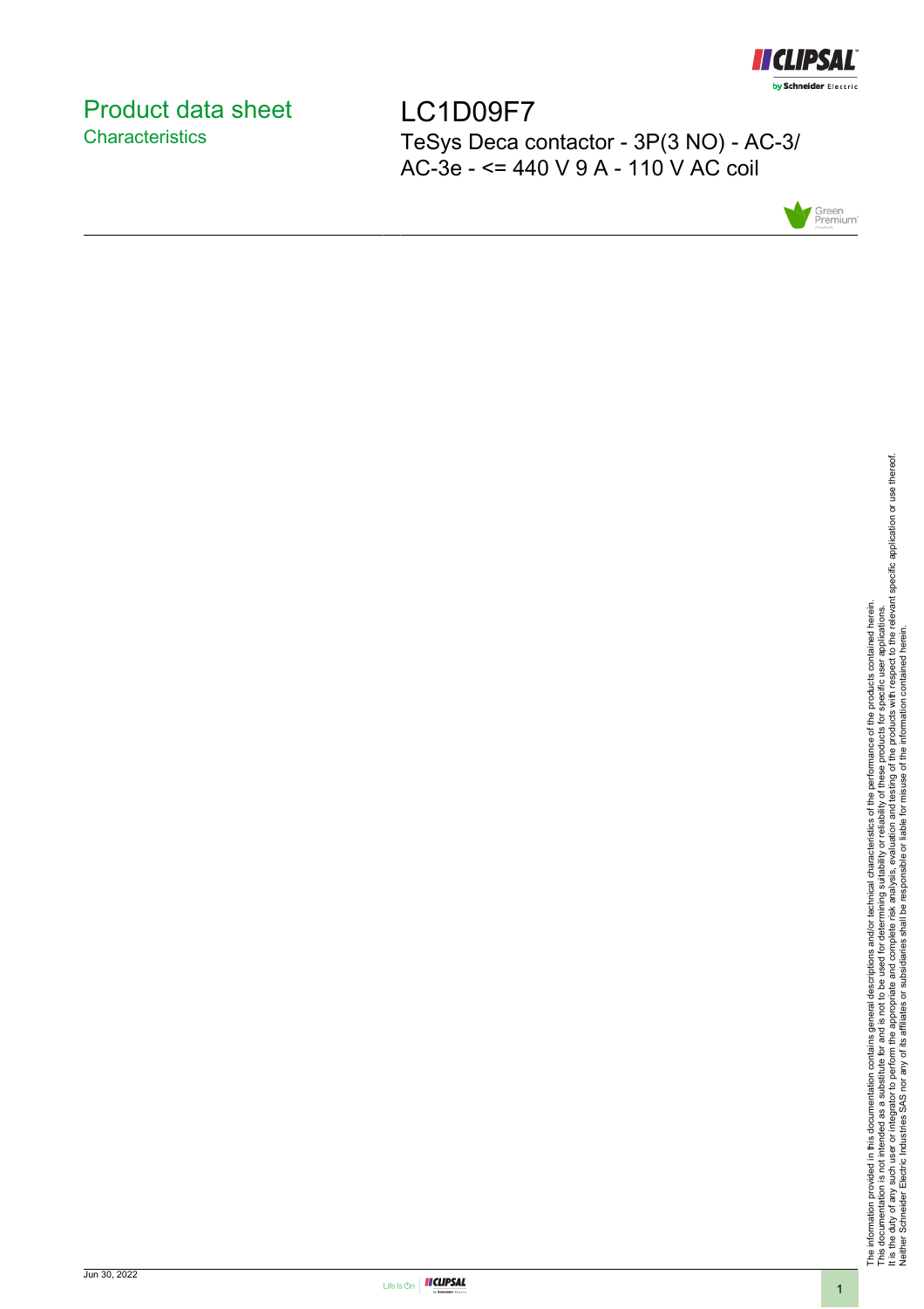# Product data sheet

## Characteristics

# LC1D09F7

TeSys Deca contactor - 3P(3 NO) - AC-3/ AC-3e - <= 440 V 9 A - 110 V AC coil

The information provided in this documentation contains general descriptions and/or technical characteristics of the performance of the products contained herein.
This documentation is not intended as a substitute for and is not to be used for determining suitability or reliability of these products for specific user applications.
It is the duty of any such user or integrator to perform the appropriate and complete risk analysis, evaluation and testing of the products with respect to the relevant specific application or use thereof.
Neither Schneider Electric Industries SAS nor any of its affiliates or subsidiaries shall be responsible or liable for misuse of the information contained herein.

Jun 30, 2022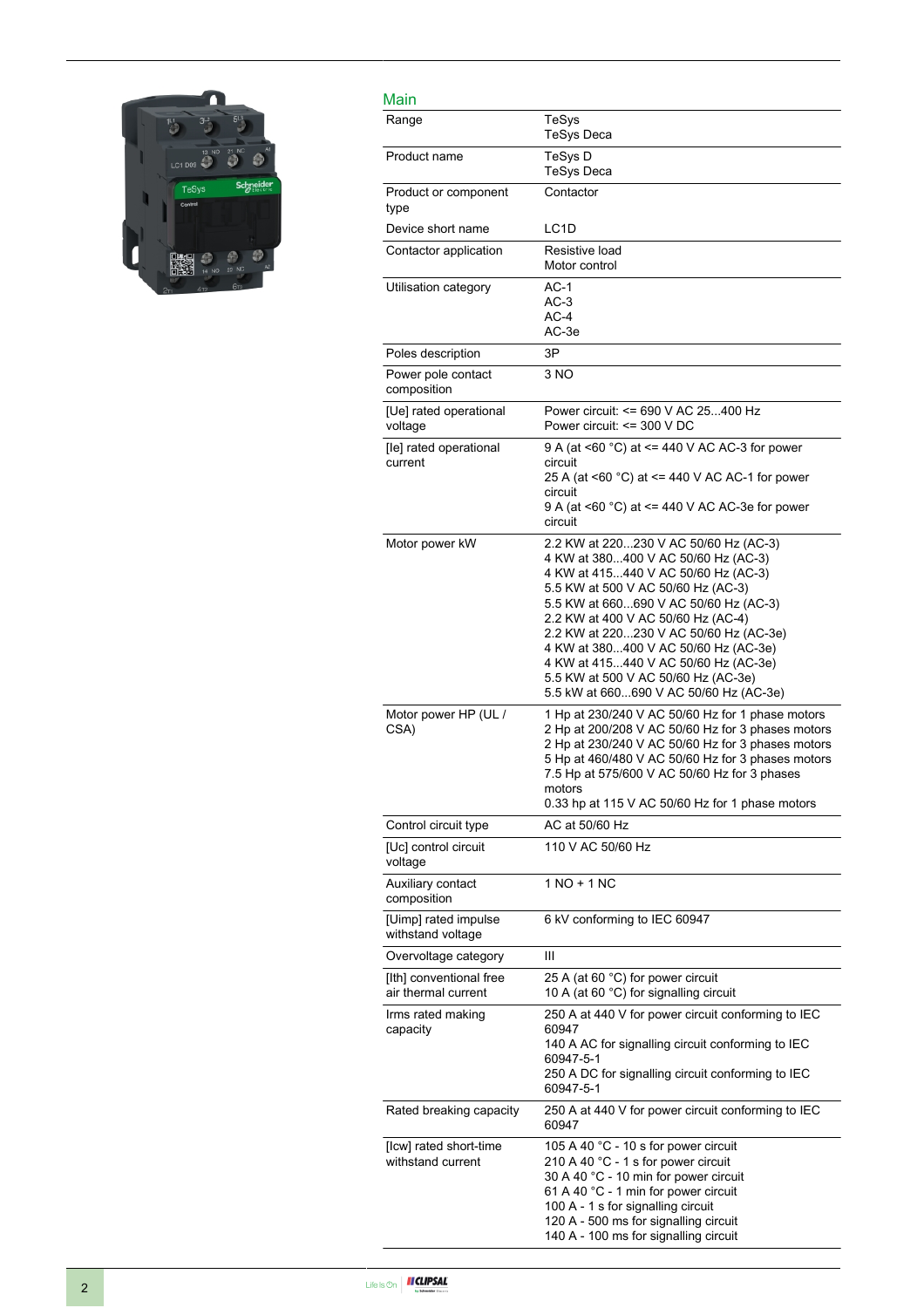## Main

| | |
|---|---|
| Range | TeSys<br>TeSys Deca |
| Product name | TeSys D<br>TeSys Deca |
| Product or component type | Contactor |
| Device short name | LC1D |
| Contactor application | Resistive load<br>Motor control |
| Utilisation category | AC-1<br>AC-3<br>AC-4<br>AC-3e |
| Poles description | 3P |
| Power pole contact composition | 3 NO |
| [Ue] rated operational voltage | Power circuit: <= 690 V AC 25...400 Hz<br>Power circuit: <= 300 V DC |
| [Ie] rated operational current | 9 A (at <60 °C) at <= 440 V AC AC-3 for power circuit<br>25 A (at <60 °C) at <= 440 V AC AC-1 for power circuit<br>9 A (at <60 °C) at <= 440 V AC AC-3e for power circuit |
| Motor power kW | 2.2 KW at 220...230 V AC 50/60 Hz (AC-3)<br>4 KW at 380...400 V AC 50/60 Hz (AC-3)<br>4 KW at 415...440 V AC 50/60 Hz (AC-3)<br>5.5 KW at 500 V AC 50/60 Hz (AC-3)<br>5.5 KW at 660...690 V AC 50/60 Hz (AC-3)<br>2.2 KW at 400 V AC 50/60 Hz (AC-4)<br>2.2 KW at 220...230 V AC 50/60 Hz (AC-3e)<br>4 KW at 380...400 V AC 50/60 Hz (AC-3e)<br>4 KW at 415...440 V AC 50/60 Hz (AC-3e)<br>5.5 KW at 500 V AC 50/60 Hz (AC-3e)<br>5.5 kW at 660...690 V AC 50/60 Hz (AC-3e) |
| Motor power HP (UL / CSA) | 1 Hp at 230/240 V AC 50/60 Hz for 1 phase motors<br>2 Hp at 200/208 V AC 50/60 Hz for 3 phases motors<br>2 Hp at 230/240 V AC 50/60 Hz for 3 phases motors<br>5 Hp at 460/480 V AC 50/60 Hz for 3 phases motors<br>7.5 Hp at 575/600 V AC 50/60 Hz for 3 phases motors<br>0.33 hp at 115 V AC 50/60 Hz for 1 phase motors |
| Control circuit type | AC at 50/60 Hz |
| [Uc] control circuit voltage | 110 V AC 50/60 Hz |
| Auxiliary contact composition | 1 NO + 1 NC |
| [Uimp] rated impulse withstand voltage | 6 kV conforming to IEC 60947 |
| Overvoltage category | III |
| [Ith] conventional free air thermal current | 25 A (at 60 °C) for power circuit<br>10 A (at 60 °C) for signalling circuit |
| Irms rated making capacity | 250 A at 440 V for power circuit conforming to IEC 60947<br>140 A AC for signalling circuit conforming to IEC 60947-5-1<br>250 A DC for signalling circuit conforming to IEC 60947-5-1 |
| Rated breaking capacity | 250 A at 440 V for power circuit conforming to IEC 60947 |
| [Icw] rated short-time withstand current | 105 A 40 °C - 10 s for power circuit<br>210 A 40 °C - 1 s for power circuit<br>30 A 40 °C - 10 min for power circuit<br>61 A 40 °C - 1 min for power circuit<br>100 A - 1 s for signalling circuit<br>120 A - 500 ms for signalling circuit<br>140 A - 100 ms for signalling circuit |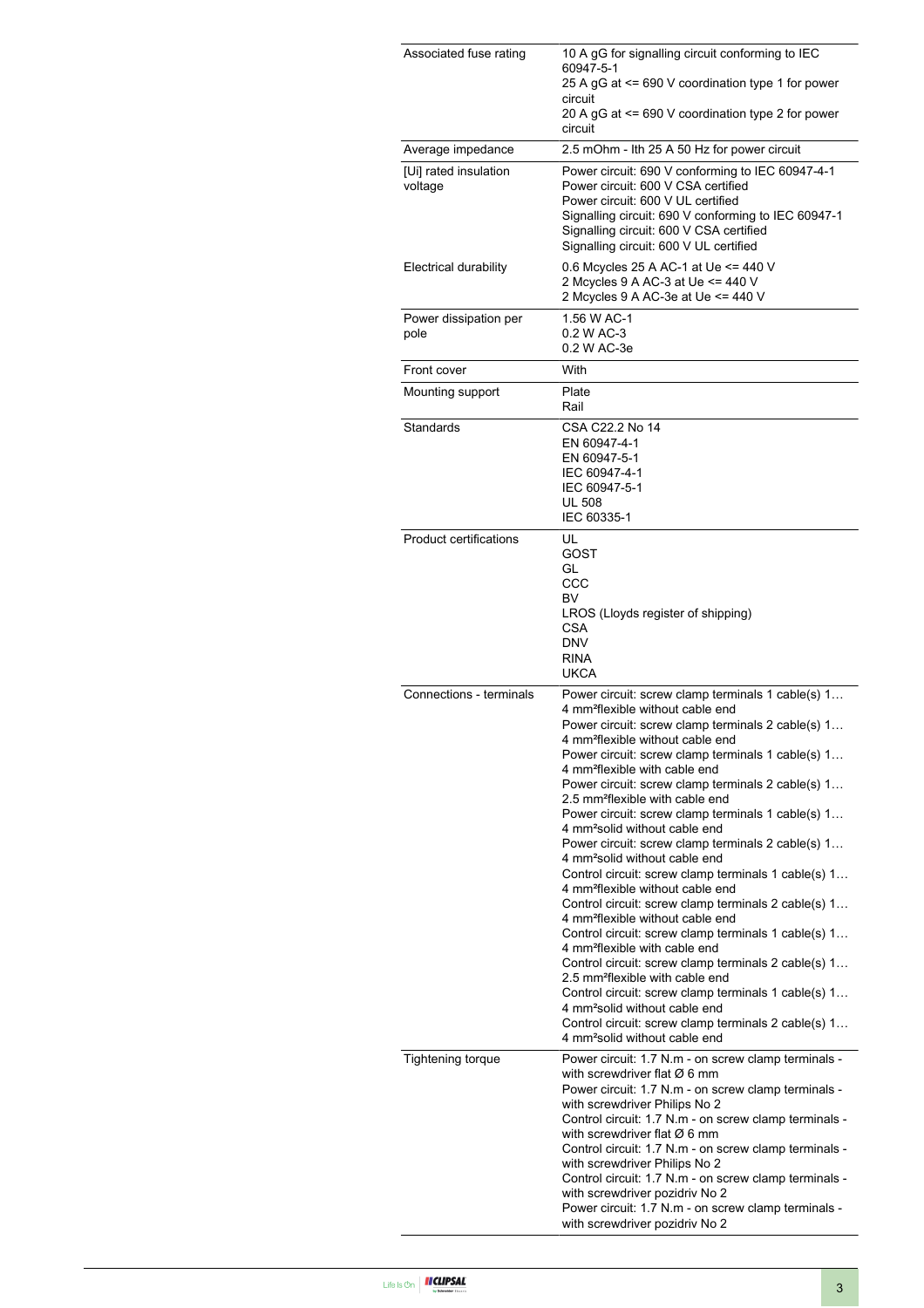| | |
|---|---|
| Associated fuse rating | 10 A gG for signalling circuit conforming to IEC 60947-5-1<br>25 A gG at <= 690 V coordination type 1 for power circuit<br>20 A gG at <= 690 V coordination type 2 for power circuit |
| Average impedance | 2.5 mOhm - Ith 25 A 50 Hz for power circuit |
| [Ui] rated insulation voltage | Power circuit: 690 V conforming to IEC 60947-4-1<br>Power circuit: 600 V CSA certified<br>Power circuit: 600 V UL certified<br>Signalling circuit: 690 V conforming to IEC 60947-1<br>Signalling circuit: 600 V CSA certified<br>Signalling circuit: 600 V UL certified |
| Electrical durability | 0.6 Mcycles 25 A AC-1 at Ue <= 440 V<br>2 Mcycles 9 A AC-3 at Ue <= 440 V<br>2 Mcycles 9 A AC-3e at Ue <= 440 V |
| Power dissipation per pole | 1.56 W AC-1<br>0.2 W AC-3<br>0.2 W AC-3e |
| Front cover | With |
| Mounting support | Plate<br>Rail |
| Standards | CSA C22.2 No 14<br>EN 60947-4-1<br>EN 60947-5-1<br>IEC 60947-4-1<br>IEC 60947-5-1<br>UL 508<br>IEC 60335-1 |
| Product certifications | UL<br>GOST<br>GL<br>CCC<br>BV<br>LROS (Lloyds register of shipping)<br>CSA<br>DNV<br>RINA<br>UKCA |
| Connections - terminals | Power circuit: screw clamp terminals 1 cable(s) 1…4 mm²flexible without cable end<br>Power circuit: screw clamp terminals 2 cable(s) 1…4 mm²flexible without cable end<br>Power circuit: screw clamp terminals 1 cable(s) 1…4 mm²flexible with cable end<br>Power circuit: screw clamp terminals 2 cable(s) 1…2.5 mm²flexible with cable end<br>Power circuit: screw clamp terminals 1 cable(s) 1…4 mm²solid without cable end<br>Power circuit: screw clamp terminals 2 cable(s) 1…4 mm²solid without cable end<br>Control circuit: screw clamp terminals 1 cable(s) 1…4 mm²flexible without cable end<br>Control circuit: screw clamp terminals 2 cable(s) 1…4 mm²flexible without cable end<br>Control circuit: screw clamp terminals 1 cable(s) 1…4 mm²flexible with cable end<br>Control circuit: screw clamp terminals 2 cable(s) 1…2.5 mm²flexible with cable end<br>Control circuit: screw clamp terminals 1 cable(s) 1…4 mm²solid without cable end<br>Control circuit: screw clamp terminals 2 cable(s) 1…4 mm²solid without cable end |
| Tightening torque | Power circuit: 1.7 N.m - on screw clamp terminals - with screwdriver flat Ø 6 mm<br>Power circuit: 1.7 N.m - on screw clamp terminals - with screwdriver Philips No 2<br>Control circuit: 1.7 N.m - on screw clamp terminals - with screwdriver flat Ø 6 mm<br>Control circuit: 1.7 N.m - on screw clamp terminals - with screwdriver Philips No 2<br>Control circuit: 1.7 N.m - on screw clamp terminals - with screwdriver pozidriv No 2<br>Power circuit: 1.7 N.m - on screw clamp terminals - with screwdriver pozidriv No 2 |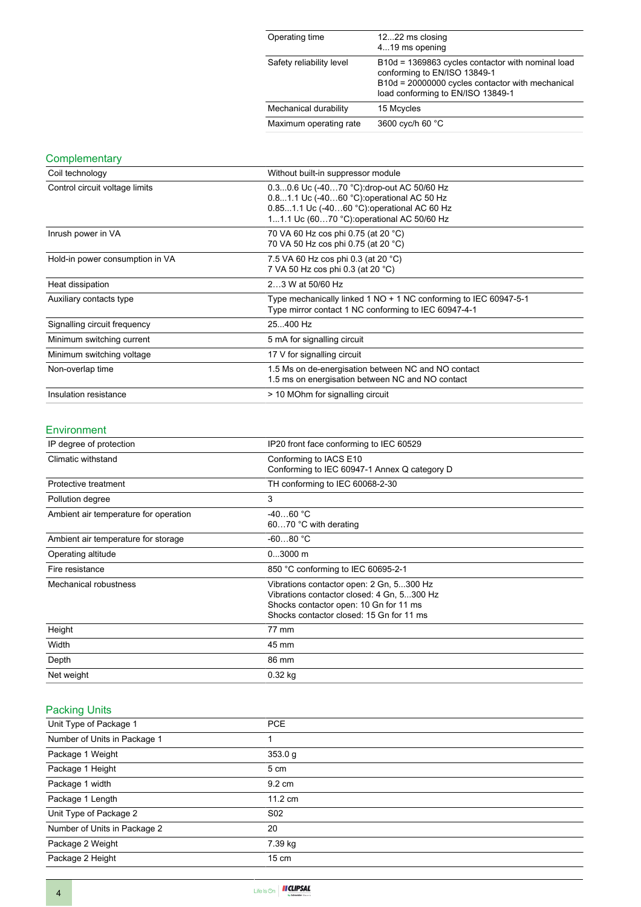| | |
|---|---|
| Operating time | 12...22 ms closing<br>4...19 ms opening |
| Safety reliability level | B10d = 1369863 cycles contactor with nominal load conforming to EN/ISO 13849-1<br>B10d = 20000000 cycles contactor with mechanical load conforming to EN/ISO 13849-1 |
| Mechanical durability | 15 Mcycles |
| Maximum operating rate | 3600 cyc/h 60 °C |

## Complementary

| | |
|---|---|
| Coil technology | Without built-in suppressor module |
| Control circuit voltage limits | 0.3...0.6 Uc (-40…70 °C):drop-out AC 50/60 Hz<br>0.8...1.1 Uc (-40…60 °C):operational AC 50 Hz<br>0.85...1.1 Uc (-40…60 °C):operational AC 60 Hz<br>1...1.1 Uc (60…70 °C):operational AC 50/60 Hz |
| Inrush power in VA | 70 VA 60 Hz cos phi 0.75 (at 20 °C)<br>70 VA 50 Hz cos phi 0.75 (at 20 °C) |
| Hold-in power consumption in VA | 7.5 VA 60 Hz cos phi 0.3 (at 20 °C)<br>7 VA 50 Hz cos phi 0.3 (at 20 °C) |
| Heat dissipation | 2…3 W at 50/60 Hz |
| Auxiliary contacts type | Type mechanically linked 1 NO + 1 NC conforming to IEC 60947-5-1<br>Type mirror contact 1 NC conforming to IEC 60947-4-1 |
| Signalling circuit frequency | 25...400 Hz |
| Minimum switching current | 5 mA for signalling circuit |
| Minimum switching voltage | 17 V for signalling circuit |
| Non-overlap time | 1.5 Ms on de-energisation between NC and NO contact<br>1.5 ms on energisation between NC and NO contact |
| Insulation resistance | > 10 MOhm for signalling circuit |

## Environment

| | |
|---|---|
| IP degree of protection | IP20 front face conforming to IEC 60529 |
| Climatic withstand | Conforming to IACS E10<br>Conforming to IEC 60947-1 Annex Q category D |
| Protective treatment | TH conforming to IEC 60068-2-30 |
| Pollution degree | 3 |
| Ambient air temperature for operation | -40…60 °C<br>60…70 °C with derating |
| Ambient air temperature for storage | -60...80 °C |
| Operating altitude | 0...3000 m |
| Fire resistance | 850 °C conforming to IEC 60695-2-1 |
| Mechanical robustness | Vibrations contactor open: 2 Gn, 5...300 Hz<br>Vibrations contactor closed: 4 Gn, 5...300 Hz<br>Shocks contactor open: 10 Gn for 11 ms<br>Shocks contactor closed: 15 Gn for 11 ms |
| Height | 77 mm |
| Width | 45 mm |
| Depth | 86 mm |
| Net weight | 0.32 kg |

## Packing Units

| | |
|---|---|
| Unit Type of Package 1 | PCE |
| Number of Units in Package 1 | 1 |
| Package 1 Weight | 353.0 g |
| Package 1 Height | 5 cm |
| Package 1 width | 9.2 cm |
| Package 1 Length | 11.2 cm |
| Unit Type of Package 2 | S02 |
| Number of Units in Package 2 | 20 |
| Package 2 Weight | 7.39 kg |
| Package 2 Height | 15 cm |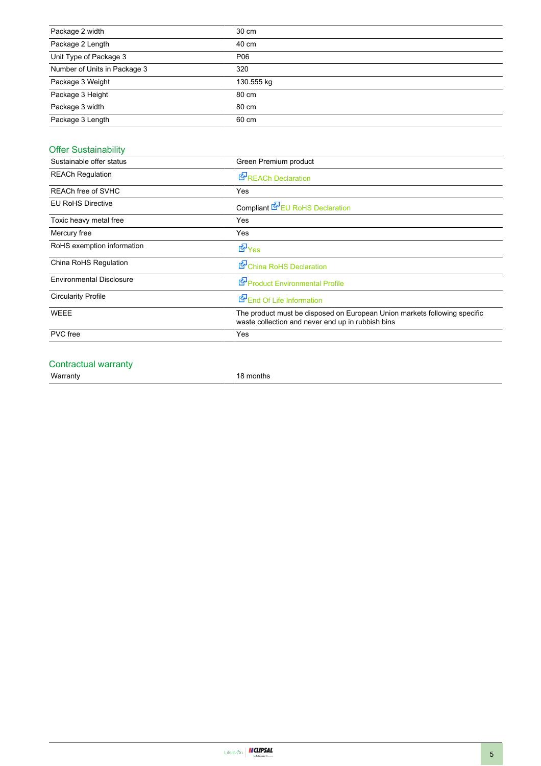| | |
|---|---|
| Package 2 width | 30 cm |
| Package 2 Length | 40 cm |
| Unit Type of Package 3 | P06 |
| Number of Units in Package 3 | 320 |
| Package 3 Weight | 130.555 kg |
| Package 3 Height | 80 cm |
| Package 3 width | 80 cm |
| Package 3 Length | 60 cm |

## Offer Sustainability

| | |
|---|---|
| Sustainable offer status | Green Premium product |
| REACh Regulation | REACh Declaration |
| REACh free of SVHC | Yes |
| EU RoHS Directive | Compliant EU RoHS Declaration |
| Toxic heavy metal free | Yes |
| Mercury free | Yes |
| RoHS exemption information | Yes |
| China RoHS Regulation | China RoHS Declaration |
| Environmental Disclosure | Product Environmental Profile |
| Circularity Profile | End Of Life Information |
| WEEE | The product must be disposed on European Union markets following specific waste collection and never end up in rubbish bins |
| PVC free | Yes |

## Contractual warranty

| | |
|---|---|
| Warranty | 18 months |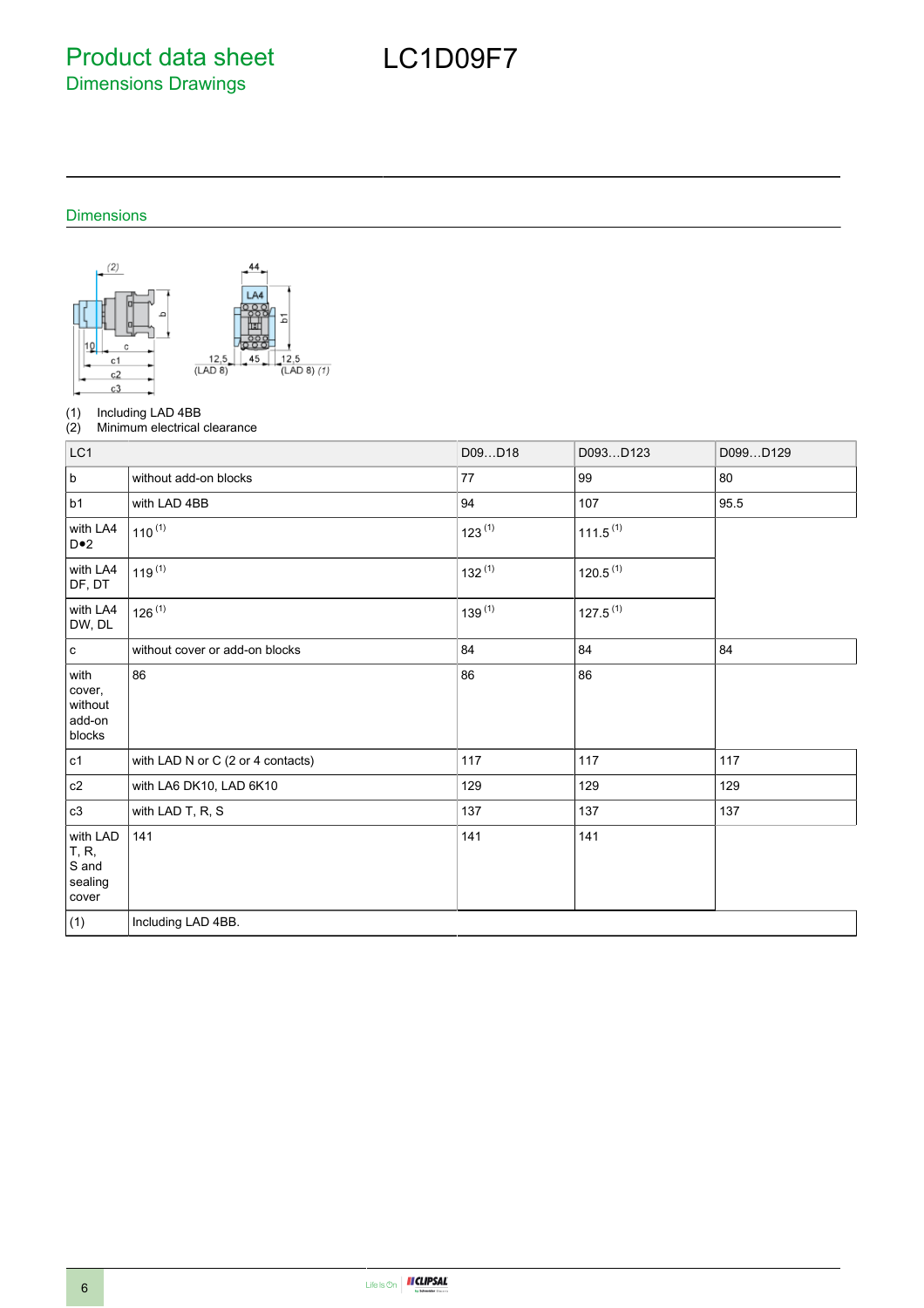# Product data sheet

## Dimensions Drawings

# LC1D09F7

### Dimensions

(1) Including LAD 4BB
(2) Minimum electrical clearance

| LC1 | | D09…D18 | D093…D123 | D099…D129 |
|---|---|---|---|---|
| b | without add-on blocks | 77 | 99 | 80 |
| b1 | with LAD 4BB | 94 | 107 | 95.5 |
| with LA4 D•2 | 110 (1) | 123 (1) | 111.5 (1) | |
| with LA4 DF, DT | 119 (1) | 132 (1) | 120.5 (1) | |
| with LA4 DW, DL | 126 (1) | 139 (1) | 127.5 (1) | |
| c | without cover or add-on blocks | 84 | 84 | 84 |
| with cover, without add-on blocks | 86 | 86 | 86 | |
| c1 | with LAD N or C (2 or 4 contacts) | 117 | 117 | 117 |
| c2 | with LA6 DK10, LAD 6K10 | 129 | 129 | 129 |
| c3 | with LAD T, R, S | 137 | 137 | 137 |
| with LAD T, R, S and sealing cover | 141 | 141 | 141 | |
| (1) | Including LAD 4BB. | | | |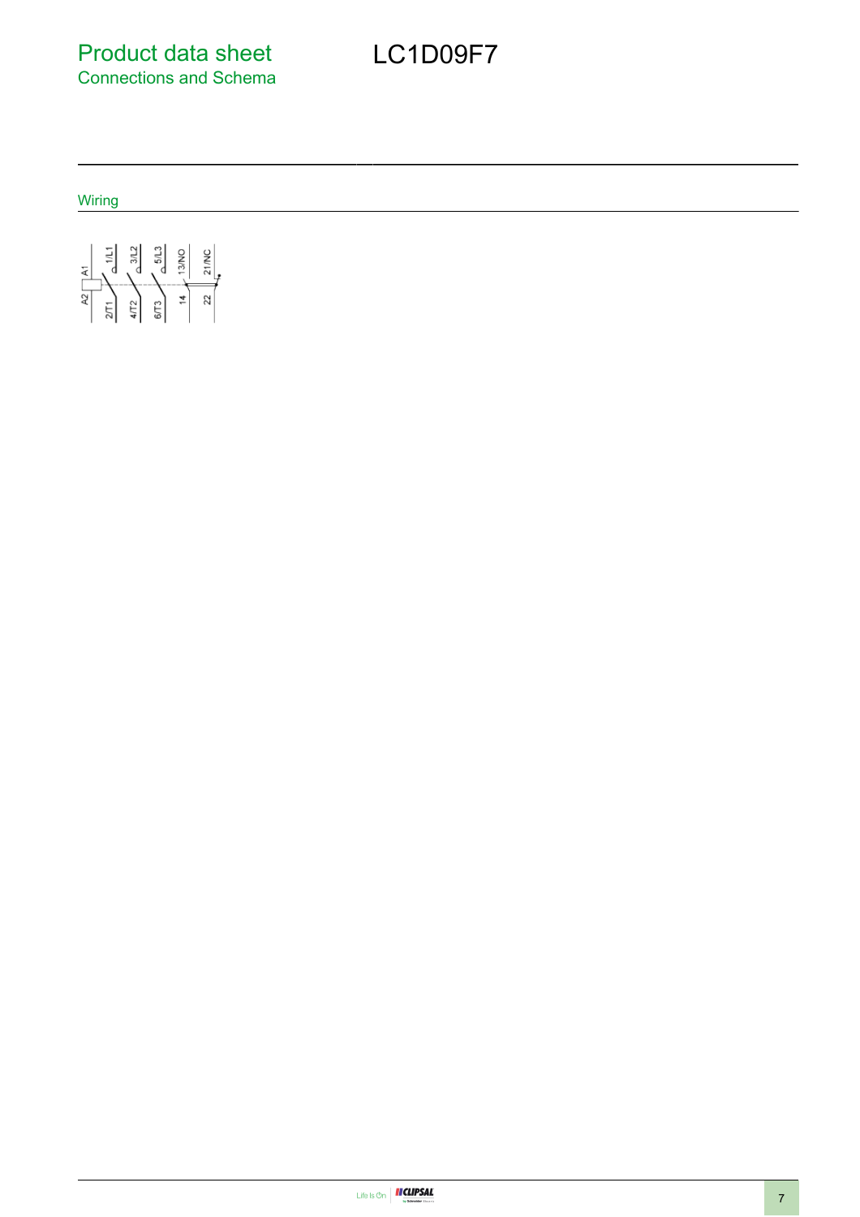# Product data sheet

## Connections and Schema

LC1D09F7

### Wiring

A1
A2
1/L1
2/T1
3/L2
4/T2
5/L3
6/T3
13/NO
14
21/NC
22